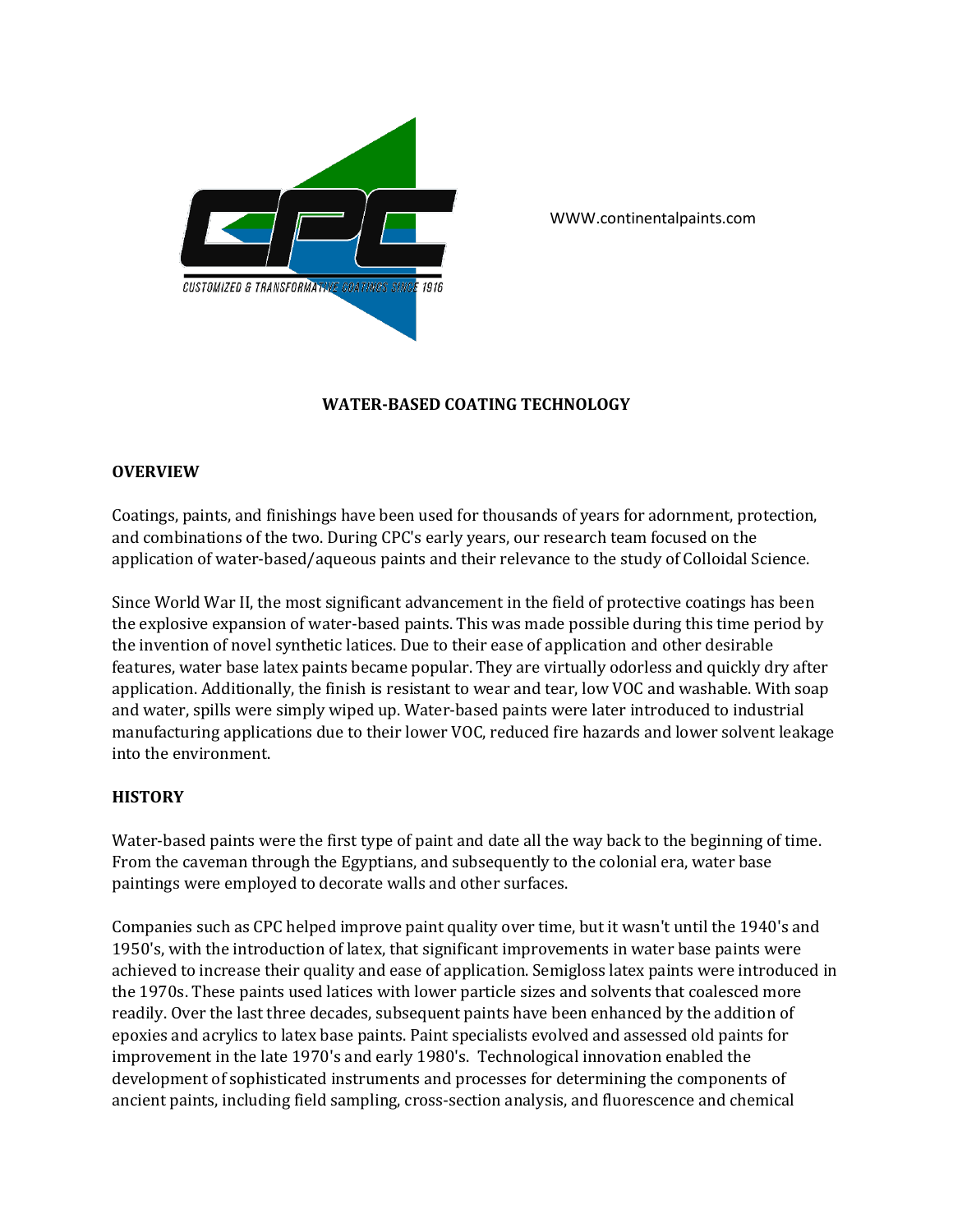CUSTOMIZED & TRANSFORMATIVE COATINGS SINCE 1916

WWW.continentalpaints.com

# WATER-BASED COATING TECHNOLOGY

## OVERVIEW

Coatings, paints, and finishings have been used for thousands of years for adornment, protection, and combinations of the two. During CPC's early years, our research team focused on the application of water-based/aqueous paints and their relevance to the study of Colloidal Science.

Since World War II, the most significant advancement in the field of protective coatings has been the explosive expansion of water-based paints. This was made possible during this time period by the invention of novel synthetic latices. Due to their ease of application and other desirable features, water base latex paints became popular. They are virtually odorless and quickly dry after application. Additionally, the finish is resistant to wear and tear, low VOC and washable. With soap and water, spills were simply wiped up. Water-based paints were later introduced to industrial manufacturing applications due to their lower VOC, reduced fire hazards and lower solvent leakage into the environment.

## HISTORY

Water-based paints were the first type of paint and date all the way back to the beginning of time. From the caveman through the Egyptians, and subsequently to the colonial era, water base paintings were employed to decorate walls and other surfaces.

Companies such as CPC helped improve paint quality over time, but it wasn't until the 1940's and 1950's, with the introduction of latex, that significant improvements in water base paints were achieved to increase their quality and ease of application. Semigloss latex paints were introduced in the 1970s. These paints used latices with lower particle sizes and solvents that coalesced more readily. Over the last three decades, subsequent paints have been enhanced by the addition of epoxies and acrylics to latex base paints. Paint specialists evolved and assessed old paints for improvement in the late 1970's and early 1980's. Technological innovation enabled the development of sophisticated instruments and processes for determining the components of ancient paints, including field sampling, cross-section analysis, and fluorescence and chemical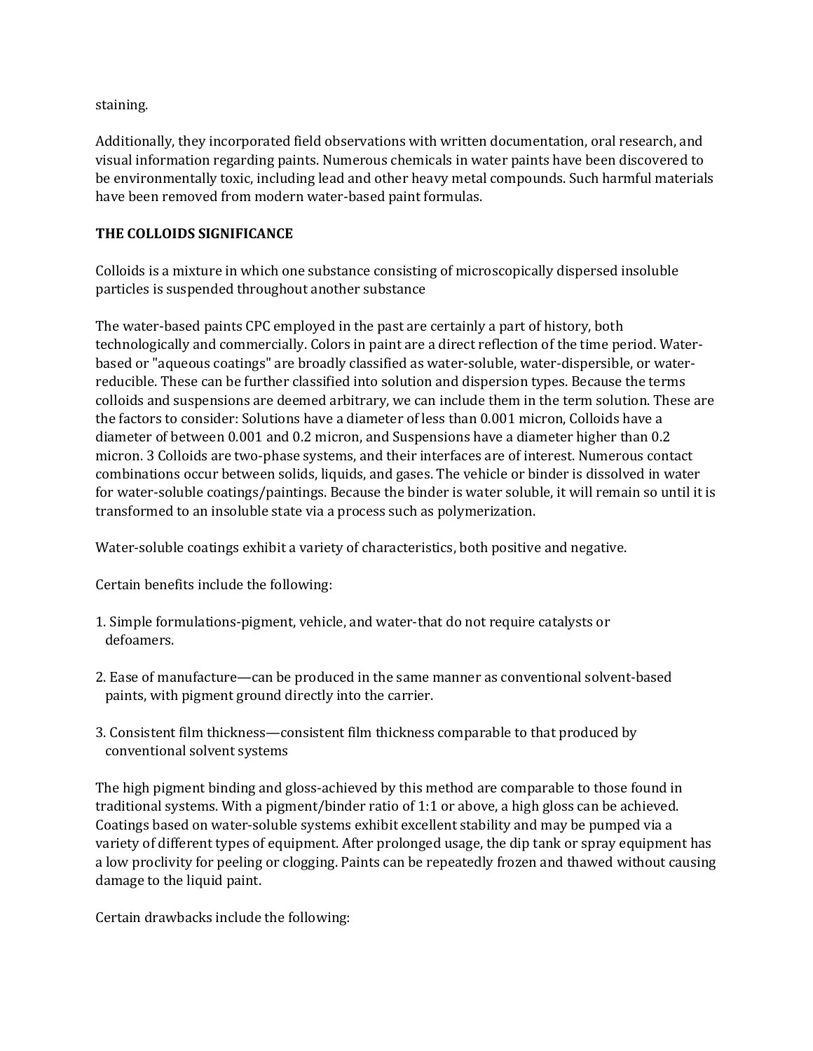staining.

Additionally, they incorporated field observations with written documentation, oral research, and visual information regarding paints. Numerous chemicals in water paints have been discovered to be environmentally toxic, including lead and other heavy metal compounds. Such harmful materials have been removed from modern water-based paint formulas.

**THE COLLOIDS SIGNIFICANCE**

Colloids is a mixture in which one substance consisting of microscopically dispersed insoluble particles is suspended throughout another substance

The water-based paints CPC employed in the past are certainly a part of history, both technologically and commercially. Colors in paint are a direct reflection of the time period. Water-based or "aqueous coatings" are broadly classified as water-soluble, water-dispersible, or water-reducible. These can be further classified into solution and dispersion types. Because the terms colloids and suspensions are deemed arbitrary, we can include them in the term solution. These are the factors to consider: Solutions have a diameter of less than 0.001 micron, Colloids have a diameter of between 0.001 and 0.2 micron, and Suspensions have a diameter higher than 0.2 micron. 3 Colloids are two-phase systems, and their interfaces are of interest. Numerous contact combinations occur between solids, liquids, and gases. The vehicle or binder is dissolved in water for water-soluble coatings/paintings. Because the binder is water soluble, it will remain so until it is transformed to an insoluble state via a process such as polymerization.

Water-soluble coatings exhibit a variety of characteristics, both positive and negative.

Certain benefits include the following:

1. Simple formulations-pigment, vehicle, and water-that do not require catalysts or defoamers.

2. Ease of manufacture—can be produced in the same manner as conventional solvent-based paints, with pigment ground directly into the carrier.

3. Consistent film thickness—consistent film thickness comparable to that produced by conventional solvent systems

The high pigment binding and gloss-achieved by this method are comparable to those found in traditional systems. With a pigment/binder ratio of 1:1 or above, a high gloss can be achieved. Coatings based on water-soluble systems exhibit excellent stability and may be pumped via a variety of different types of equipment. After prolonged usage, the dip tank or spray equipment has a low proclivity for peeling or clogging. Paints can be repeatedly frozen and thawed without causing damage to the liquid paint.

Certain drawbacks include the following: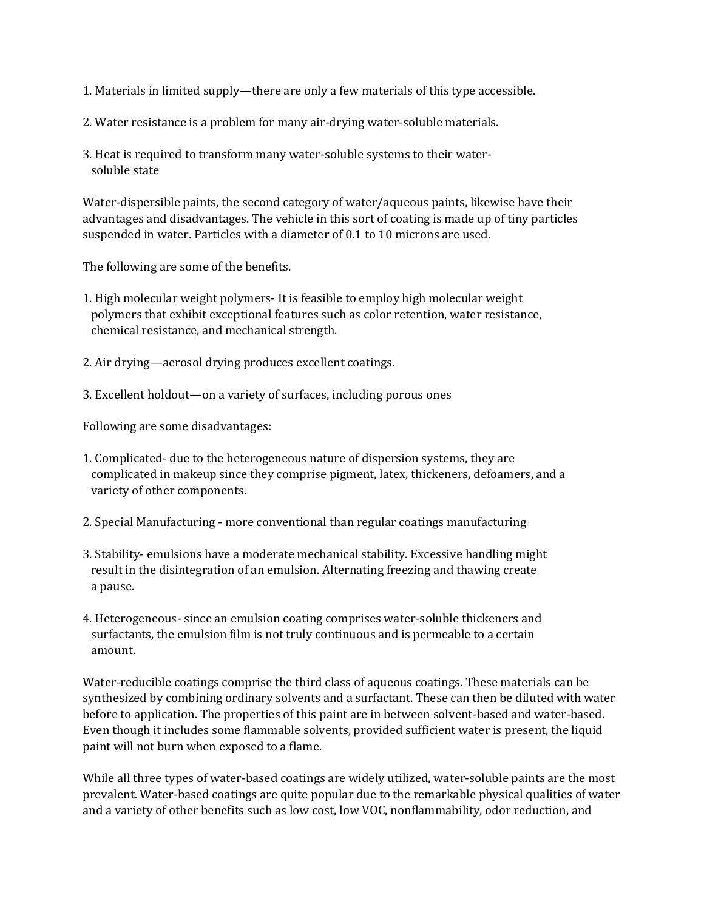1. Materials in limited supply—there are only a few materials of this type accessible.

2. Water resistance is a problem for many air-drying water-soluble materials.

3. Heat is required to transform many water-soluble systems to their water-soluble state

Water-dispersible paints, the second category of water/aqueous paints, likewise have their advantages and disadvantages. The vehicle in this sort of coating is made up of tiny particles suspended in water. Particles with a diameter of 0.1 to 10 microns are used.

The following are some of the benefits.

1. High molecular weight polymers- It is feasible to employ high molecular weight polymers that exhibit exceptional features such as color retention, water resistance, chemical resistance, and mechanical strength.

2. Air drying—aerosol drying produces excellent coatings.

3. Excellent holdout—on a variety of surfaces, including porous ones

Following are some disadvantages:

1. Complicated- due to the heterogeneous nature of dispersion systems, they are complicated in makeup since they comprise pigment, latex, thickeners, defoamers, and a variety of other components.

2. Special Manufacturing - more conventional than regular coatings manufacturing

3. Stability- emulsions have a moderate mechanical stability. Excessive handling might result in the disintegration of an emulsion. Alternating freezing and thawing create a pause.

4. Heterogeneous- since an emulsion coating comprises water-soluble thickeners and surfactants, the emulsion film is not truly continuous and is permeable to a certain amount.

Water-reducible coatings comprise the third class of aqueous coatings. These materials can be synthesized by combining ordinary solvents and a surfactant. These can then be diluted with water before to application. The properties of this paint are in between solvent-based and water-based. Even though it includes some flammable solvents, provided sufficient water is present, the liquid paint will not burn when exposed to a flame.

While all three types of water-based coatings are widely utilized, water-soluble paints are the most prevalent. Water-based coatings are quite popular due to the remarkable physical qualities of water and a variety of other benefits such as low cost, low VOC, nonflammability, odor reduction, and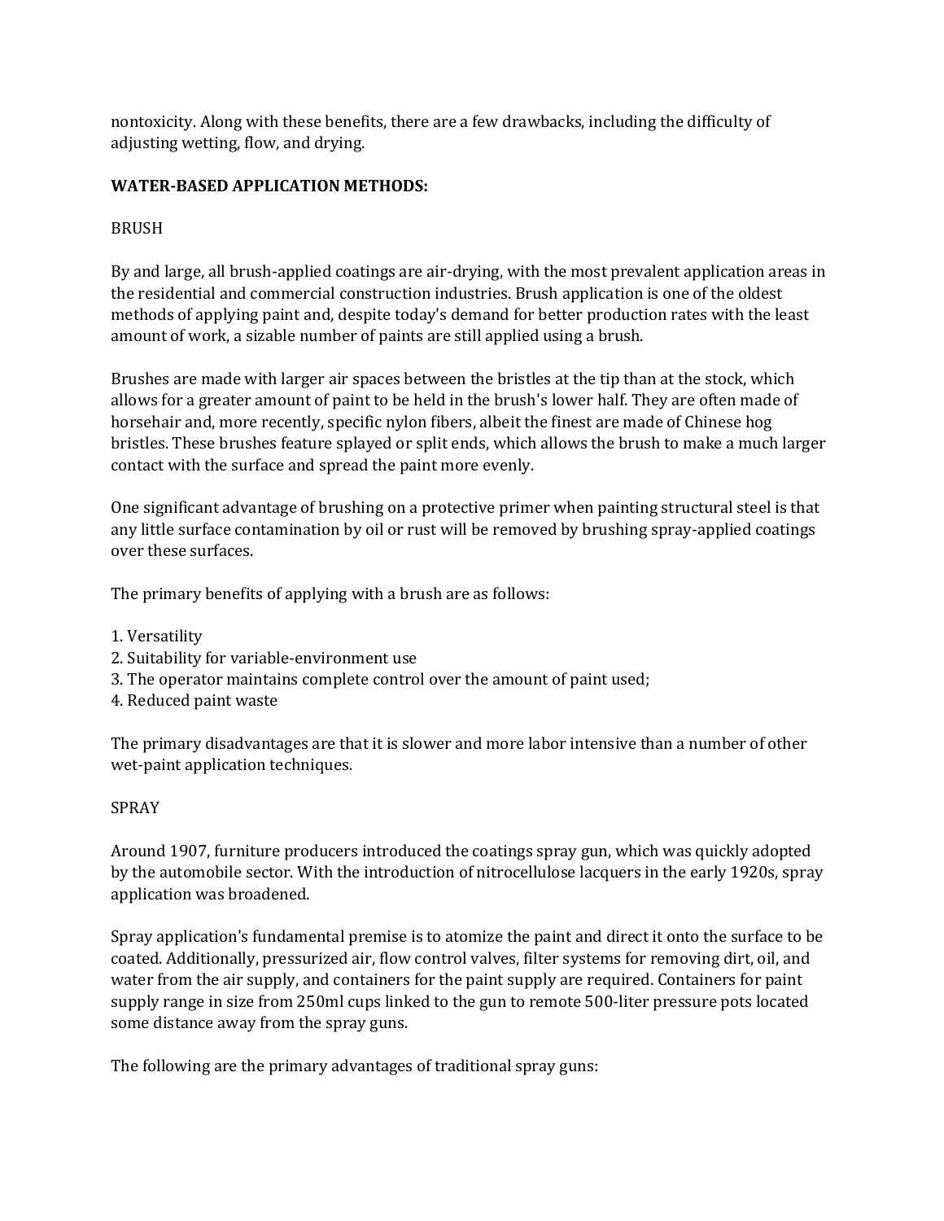nontoxicity. Along with these benefits, there are a few drawbacks, including the difficulty of adjusting wetting, flow, and drying.

**WATER-BASED APPLICATION METHODS:**

BRUSH

By and large, all brush-applied coatings are air-drying, with the most prevalent application areas in the residential and commercial construction industries. Brush application is one of the oldest methods of applying paint and, despite today's demand for better production rates with the least amount of work, a sizable number of paints are still applied using a brush.

Brushes are made with larger air spaces between the bristles at the tip than at the stock, which allows for a greater amount of paint to be held in the brush's lower half. They are often made of horsehair and, more recently, specific nylon fibers, albeit the finest are made of Chinese hog bristles. These brushes feature splayed or split ends, which allows the brush to make a much larger contact with the surface and spread the paint more evenly.

One significant advantage of brushing on a protective primer when painting structural steel is that any little surface contamination by oil or rust will be removed by brushing spray-applied coatings over these surfaces.

The primary benefits of applying with a brush are as follows:

1. Versatility
2. Suitability for variable-environment use
3. The operator maintains complete control over the amount of paint used;
4. Reduced paint waste

The primary disadvantages are that it is slower and more labor intensive than a number of other wet-paint application techniques.

SPRAY

Around 1907, furniture producers introduced the coatings spray gun, which was quickly adopted by the automobile sector. With the introduction of nitrocellulose lacquers in the early 1920s, spray application was broadened.

Spray application's fundamental premise is to atomize the paint and direct it onto the surface to be coated. Additionally, pressurized air, flow control valves, filter systems for removing dirt, oil, and water from the air supply, and containers for the paint supply are required. Containers for paint supply range in size from 250ml cups linked to the gun to remote 500-liter pressure pots located some distance away from the spray guns.

The following are the primary advantages of traditional spray guns: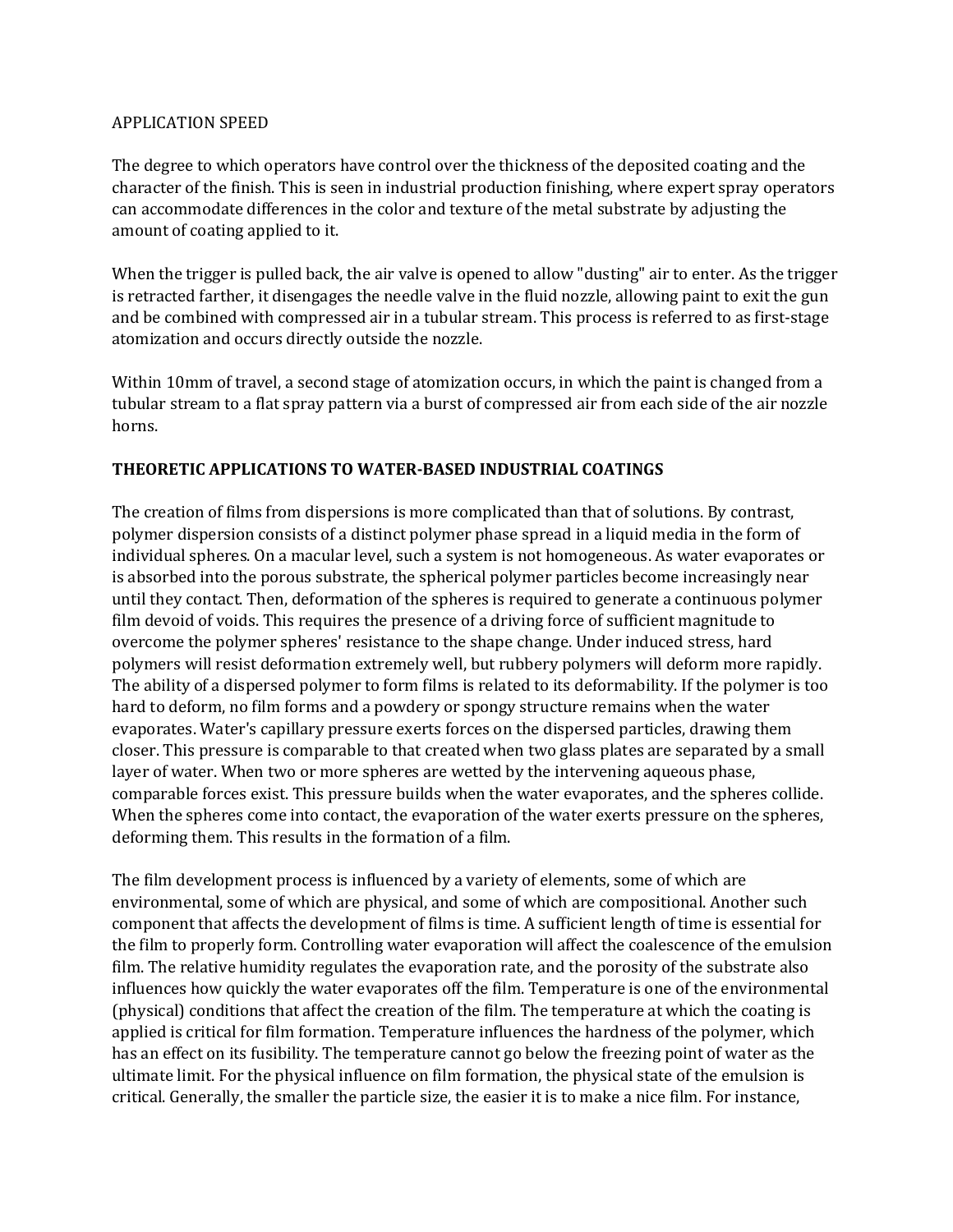APPLICATION SPEED

The degree to which operators have control over the thickness of the deposited coating and the character of the finish. This is seen in industrial production finishing, where expert spray operators can accommodate differences in the color and texture of the metal substrate by adjusting the amount of coating applied to it.

When the trigger is pulled back, the air valve is opened to allow "dusting" air to enter. As the trigger is retracted farther, it disengages the needle valve in the fluid nozzle, allowing paint to exit the gun and be combined with compressed air in a tubular stream. This process is referred to as first-stage atomization and occurs directly outside the nozzle.

Within 10mm of travel, a second stage of atomization occurs, in which the paint is changed from a tubular stream to a flat spray pattern via a burst of compressed air from each side of the air nozzle horns.

**THEORETIC APPLICATIONS TO WATER-BASED INDUSTRIAL COATINGS**

The creation of films from dispersions is more complicated than that of solutions. By contrast, polymer dispersion consists of a distinct polymer phase spread in a liquid media in the form of individual spheres. On a macular level, such a system is not homogeneous. As water evaporates or is absorbed into the porous substrate, the spherical polymer particles become increasingly near until they contact. Then, deformation of the spheres is required to generate a continuous polymer film devoid of voids. This requires the presence of a driving force of sufficient magnitude to overcome the polymer spheres' resistance to the shape change. Under induced stress, hard polymers will resist deformation extremely well, but rubbery polymers will deform more rapidly. The ability of a dispersed polymer to form films is related to its deformability. If the polymer is too hard to deform, no film forms and a powdery or spongy structure remains when the water evaporates. Water's capillary pressure exerts forces on the dispersed particles, drawing them closer. This pressure is comparable to that created when two glass plates are separated by a small layer of water. When two or more spheres are wetted by the intervening aqueous phase, comparable forces exist. This pressure builds when the water evaporates, and the spheres collide. When the spheres come into contact, the evaporation of the water exerts pressure on the spheres, deforming them. This results in the formation of a film.

The film development process is influenced by a variety of elements, some of which are environmental, some of which are physical, and some of which are compositional. Another such component that affects the development of films is time. A sufficient length of time is essential for the film to properly form. Controlling water evaporation will affect the coalescence of the emulsion film. The relative humidity regulates the evaporation rate, and the porosity of the substrate also influences how quickly the water evaporates off the film. Temperature is one of the environmental (physical) conditions that affect the creation of the film. The temperature at which the coating is applied is critical for film formation. Temperature influences the hardness of the polymer, which has an effect on its fusibility. The temperature cannot go below the freezing point of water as the ultimate limit. For the physical influence on film formation, the physical state of the emulsion is critical. Generally, the smaller the particle size, the easier it is to make a nice film. For instance,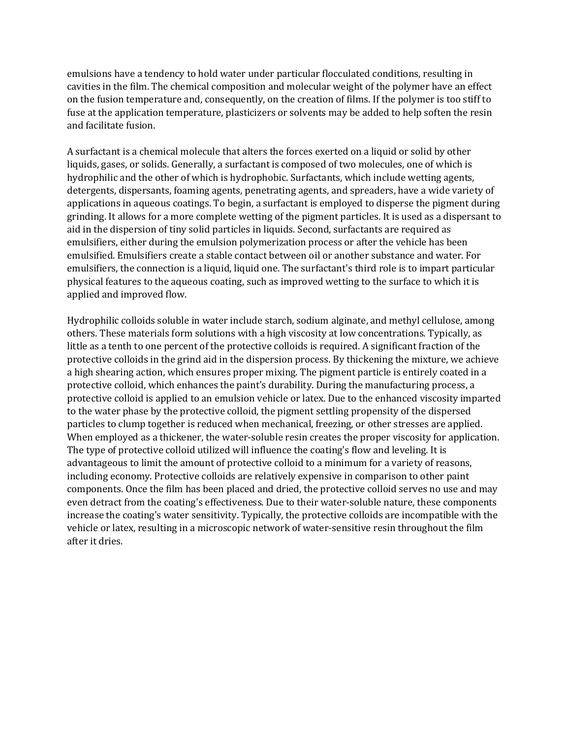emulsions have a tendency to hold water under particular flocculated conditions, resulting in cavities in the film. The chemical composition and molecular weight of the polymer have an effect on the fusion temperature and, consequently, on the creation of films. If the polymer is too stiff to fuse at the application temperature, plasticizers or solvents may be added to help soften the resin and facilitate fusion.

A surfactant is a chemical molecule that alters the forces exerted on a liquid or solid by other liquids, gases, or solids. Generally, a surfactant is composed of two molecules, one of which is hydrophilic and the other of which is hydrophobic. Surfactants, which include wetting agents, detergents, dispersants, foaming agents, penetrating agents, and spreaders, have a wide variety of applications in aqueous coatings. To begin, a surfactant is employed to disperse the pigment during grinding. It allows for a more complete wetting of the pigment particles. It is used as a dispersant to aid in the dispersion of tiny solid particles in liquids. Second, surfactants are required as emulsifiers, either during the emulsion polymerization process or after the vehicle has been emulsified. Emulsifiers create a stable contact between oil or another substance and water. For emulsifiers, the connection is a liquid, liquid one. The surfactant's third role is to impart particular physical features to the aqueous coating, such as improved wetting to the surface to which it is applied and improved flow.

Hydrophilic colloids soluble in water include starch, sodium alginate, and methyl cellulose, among others. These materials form solutions with a high viscosity at low concentrations. Typically, as little as a tenth to one percent of the protective colloids is required. A significant fraction of the protective colloids in the grind aid in the dispersion process. By thickening the mixture, we achieve a high shearing action, which ensures proper mixing. The pigment particle is entirely coated in a protective colloid, which enhances the paint's durability. During the manufacturing process, a protective colloid is applied to an emulsion vehicle or latex. Due to the enhanced viscosity imparted to the water phase by the protective colloid, the pigment settling propensity of the dispersed particles to clump together is reduced when mechanical, freezing, or other stresses are applied. When employed as a thickener, the water-soluble resin creates the proper viscosity for application. The type of protective colloid utilized will influence the coating's flow and leveling. It is advantageous to limit the amount of protective colloid to a minimum for a variety of reasons, including economy. Protective colloids are relatively expensive in comparison to other paint components. Once the film has been placed and dried, the protective colloid serves no use and may even detract from the coating's effectiveness. Due to their water-soluble nature, these components increase the coating's water sensitivity. Typically, the protective colloids are incompatible with the vehicle or latex, resulting in a microscopic network of water-sensitive resin throughout the film after it dries.